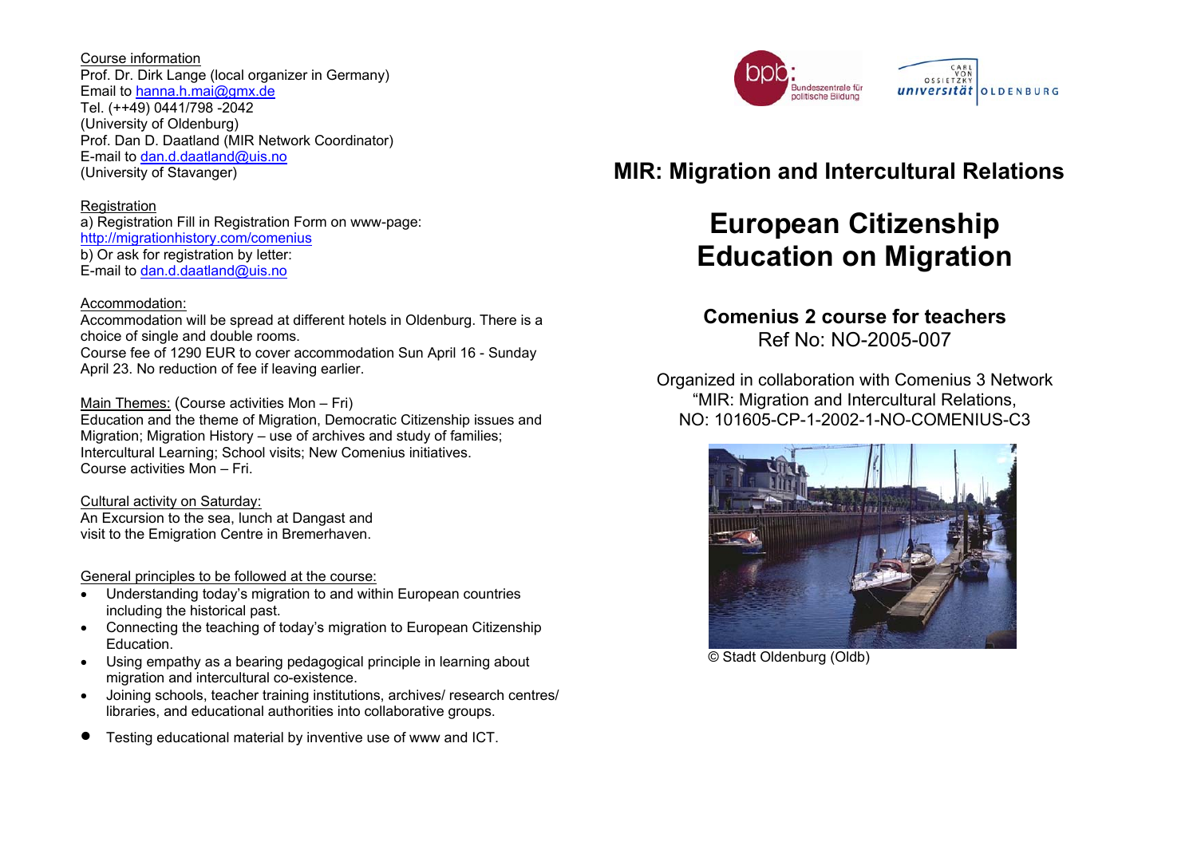Course information

Prof. Dr. Dirk Lange (local organizer in Germany)
Email to hanna.h.mai@gmx.de
Tel. (++49) 0441/798 -2042
(University of Oldenburg)
Prof. Dan D. Daatland (MIR Network Coordinator)
E-mail to dan.d.daatland@uis.no
(University of Stavanger)

Registration

a) Registration Fill in Registration Form on www-page:
http://migrationhistory.com/comenius
b) Or ask for registration by letter:
E-mail to dan.d.daatland@uis.no

Accommodation:

Accommodation will be spread at different hotels in Oldenburg. There is a choice of single and double rooms.
Course fee of 1290 EUR to cover accommodation Sun April 16 - Sunday April 23. No reduction of fee if leaving earlier.

Main Themes: (Course activities Mon – Fri)

Education and the theme of Migration, Democratic Citizenship issues and Migration; Migration History – use of archives and study of families; Intercultural Learning; School visits; New Comenius initiatives.
Course activities Mon – Fri.

Cultural activity on Saturday:

An Excursion to the sea, lunch at Dangast and visit to the Emigration Centre in Bremerhaven.

General principles to be followed at the course:

- Understanding today's migration to and within European countries including the historical past.
- Connecting the teaching of today's migration to European Citizenship Education.
- Using empathy as a bearing pedagogical principle in learning about migration and intercultural co-existence.
- Joining schools, teacher training institutions, archives/ research centres/ libraries, and educational authorities into collaborative groups.
- Testing educational material by inventive use of www and ICT.

bpb: Bundeszentrale für politische Bildung

Carl von Ossietzky universität Oldenburg

## MIR: Migration and Intercultural Relations

# European Citizenship Education on Migration

### Comenius 2 course for teachers

Ref No: NO-2005-007

Organized in collaboration with Comenius 3 Network "MIR: Migration and Intercultural Relations, NO: 101605-CP-1-2002-1-NO-COMENIUS-C3

© Stadt Oldenburg (Oldb)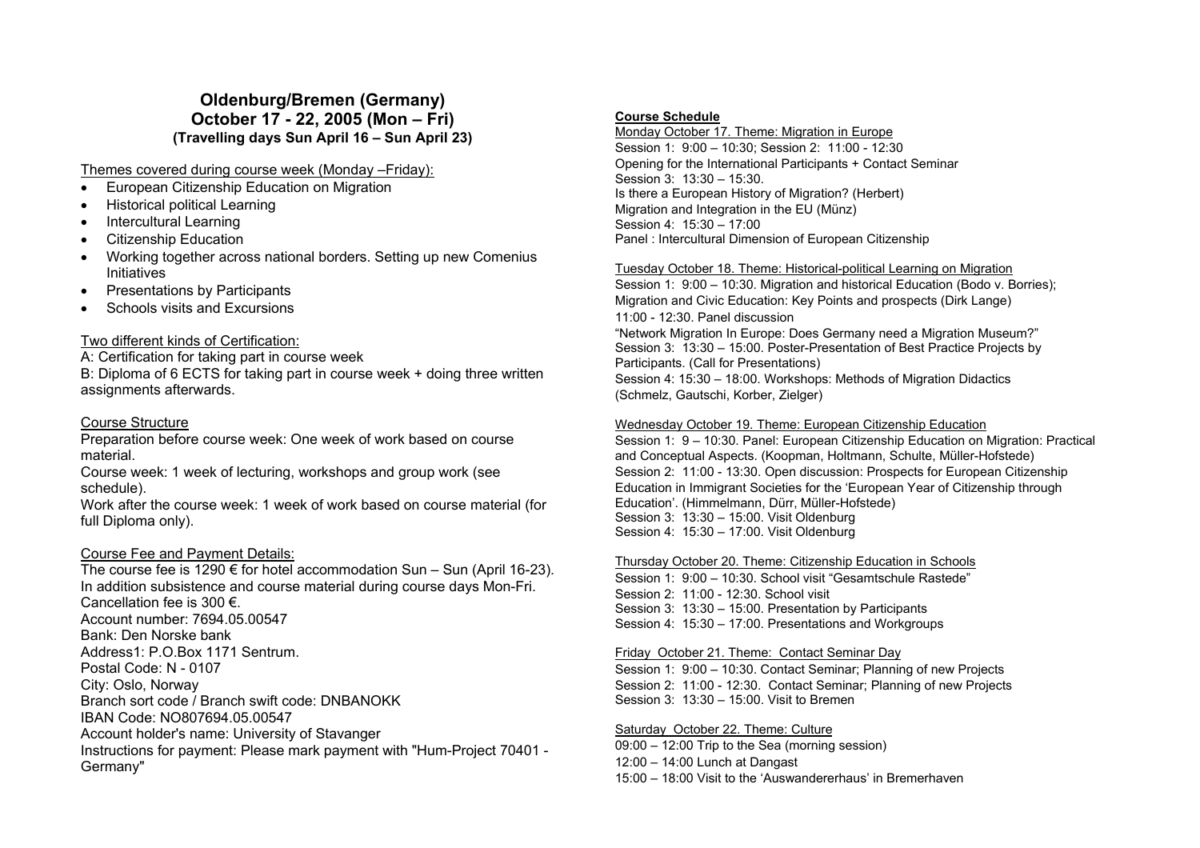# Oldenburg/Bremen (Germany)
## October 17 - 22, 2005 (Mon – Fri)
### (Travelling days Sun April 16 – Sun April 23)

Themes covered during course week (Monday –Friday):

- European Citizenship Education on Migration
- Historical political Learning
- Intercultural Learning
- Citizenship Education
- Working together across national borders. Setting up new Comenius Initiatives
- Presentations by Participants
- Schools visits and Excursions

Two different kinds of Certification:

A: Certification for taking part in course week

B: Diploma of 6 ECTS for taking part in course week + doing three written assignments afterwards.

Course Structure

Preparation before course week: One week of work based on course material.

Course week: 1 week of lecturing, workshops and group work (see schedule).

Work after the course week: 1 week of work based on course material (for full Diploma only).

Course Fee and Payment Details:

The course fee is 1290 € for hotel accommodation Sun – Sun (April 16-23). In addition subsistence and course material during course days Mon-Fri.

Cancellation fee is 300 €.

Account number: 7694.05.00547

Bank: Den Norske bank

Address1: P.O.Box 1171 Sentrum.

Postal Code: N - 0107

City: Oslo, Norway

Branch sort code / Branch swift code: DNBANOKK

IBAN Code: NO807694.05.00547

Account holder's name: University of Stavanger

Instructions for payment: Please mark payment with "Hum-Project 70401 - Germany"

**Course Schedule**

Monday October 17. Theme: Migration in Europe

Session 1: 9:00 – 10:30; Session 2: 11:00 - 12:30

Opening for the International Participants + Contact Seminar

Session 3: 13:30 – 15:30.

Is there a European History of Migration? (Herbert)

Migration and Integration in the EU (Münz)

Session 4: 15:30 – 17:00

Panel : Intercultural Dimension of European Citizenship

Tuesday October 18. Theme: Historical-political Learning on Migration

Session 1: 9:00 – 10:30. Migration and historical Education (Bodo v. Borries); Migration and Civic Education: Key Points and prospects (Dirk Lange)

11:00 - 12:30. Panel discussion

"Network Migration In Europe: Does Germany need a Migration Museum?"

Session 3: 13:30 – 15:00. Poster-Presentation of Best Practice Projects by Participants. (Call for Presentations)

Session 4: 15:30 – 18:00. Workshops: Methods of Migration Didactics (Schmelz, Gautschi, Korber, Zielger)

Wednesday October 19. Theme: European Citizenship Education

Session 1: 9 – 10:30. Panel: European Citizenship Education on Migration: Practical and Conceptual Aspects. (Koopman, Holtmann, Schulte, Müller-Hofstede)

Session 2: 11:00 - 13:30. Open discussion: Prospects for European Citizenship Education in Immigrant Societies for the 'European Year of Citizenship through Education'. (Himmelmann, Dürr, Müller-Hofstede)

Session 3: 13:30 – 15:00. Visit Oldenburg

Session 4: 15:30 – 17:00. Visit Oldenburg

Thursday October 20. Theme: Citizenship Education in Schools

Session 1: 9:00 – 10:30. School visit "Gesamtschule Rastede"

Session 2: 11:00 - 12:30. School visit

Session 3: 13:30 – 15:00. Presentation by Participants

Session 4: 15:30 – 17:00. Presentations and Workgroups

Friday October 21. Theme: Contact Seminar Day

Session 1: 9:00 – 10:30. Contact Seminar; Planning of new Projects

Session 2: 11:00 - 12:30. Contact Seminar; Planning of new Projects

Session 3: 13:30 – 15:00. Visit to Bremen

Saturday October 22. Theme: Culture

09:00 – 12:00 Trip to the Sea (morning session)

12:00 – 14:00 Lunch at Dangast

15:00 – 18:00 Visit to the 'Auswandererhaus' in Bremerhaven